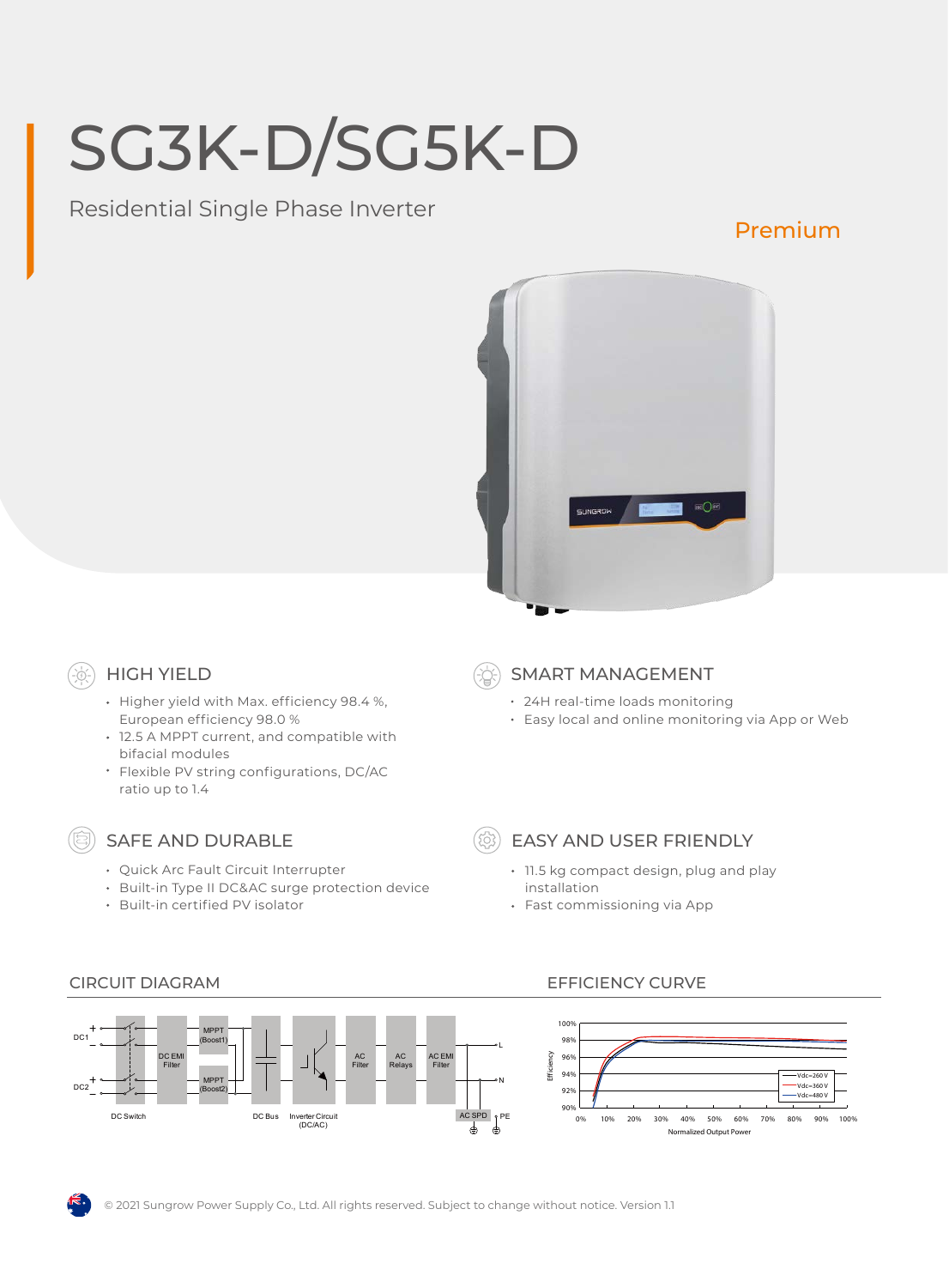# SG3K-D/SG5K-D

Residential Single Phase Inverter

Premium

## HIGH YIELD

- Higher yield with Max. efficiency 98.4 %, European efficiency 98.0 %
- 12.5 A MPPT current, and compatible with bifacial modules
- Flexible PV string configurations, DC/AC ratio up to 1.4

## SMART MANAGEMENT

- 24H real-time loads monitoring
- Easy local and online monitoring via App or Web

## SAFE AND DURABLE

- Quick Arc Fault Circuit Interrupter
- Built-in Type II DC&AC surge protection device
- Built-in certified PV isolator

## EASY AND USER FRIENDLY

- 11.5 kg compact design, plug and play installation
- Fast commissioning via App

## CIRCUIT DIAGRAM

DC1, DC2, DC Switch, DC EMI Filter, MPPT (Boost1), MPPT (Boost2), DC Bus, Inverter Circuit (DC/AC), AC Filter, AC Relays, AC EMI Filter, AC SPD, L, N, PE

## EFFICIENCY CURVE

Efficiency vs. Normalized Output Power (Vdc=260 V, Vdc=360 V, Vdc=480 V)

© 2021 Sungrow Power Supply Co., Ltd. All rights reserved. Subject to change without notice. Version 1.1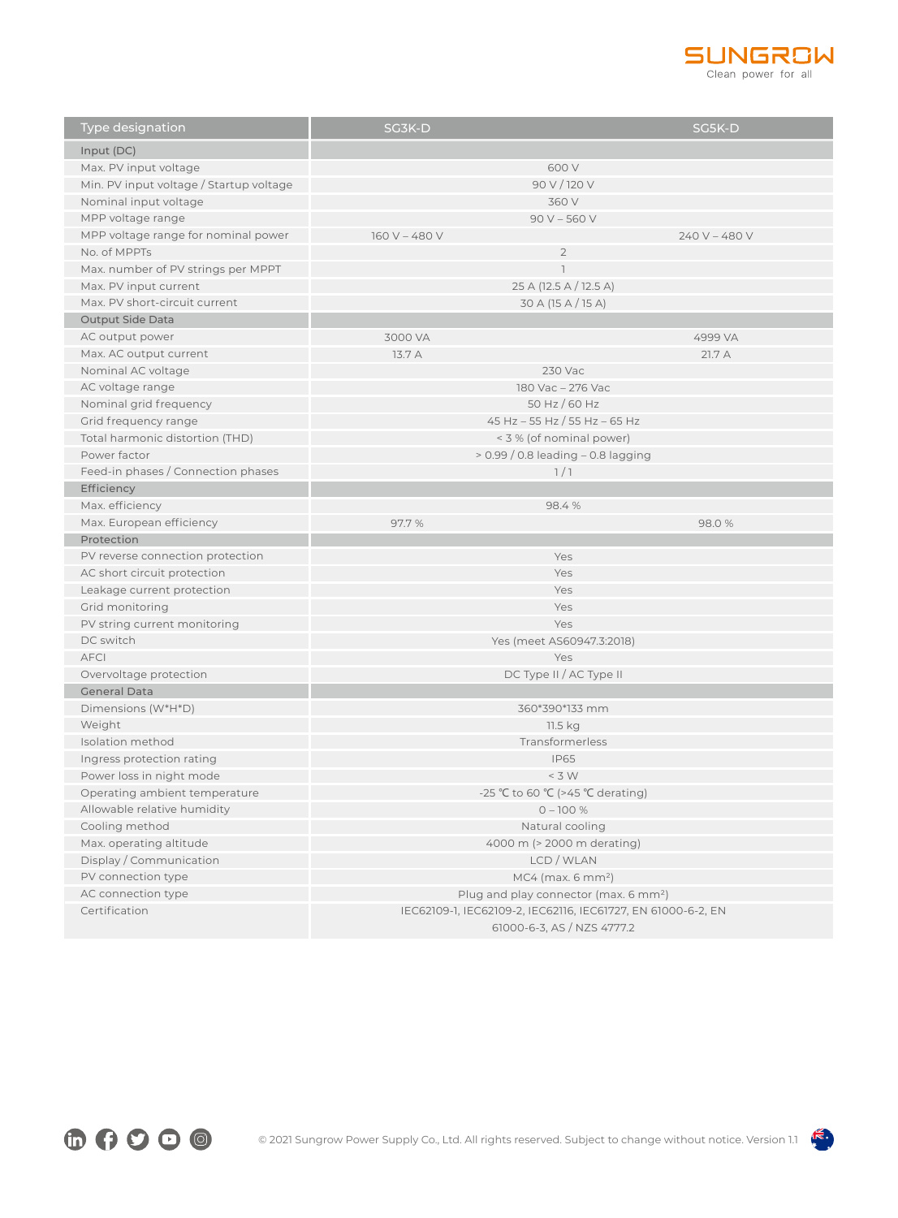| Type designation | SG3K-D | SG5K-D |
|---|---|---|
| Input (DC) | | |
| Max. PV input voltage | 600 V | |
| Min. PV input voltage / Startup voltage | 90 V / 120 V | |
| Nominal input voltage | 360 V | |
| MPP voltage range | 90 V – 560 V | |
| MPP voltage range for nominal power | 160 V – 480 V | 240 V – 480 V |
| No. of MPPTs | 2 | |
| Max. number of PV strings per MPPT | 1 | |
| Max. PV input current | 25 A (12.5 A / 12.5 A) | |
| Max. PV short-circuit current | 30 A (15 A / 15 A) | |
| Output Side Data | | |
| AC output power | 3000 VA | 4999 VA |
| Max. AC output current | 13.7 A | 21.7 A |
| Nominal AC voltage | 230 Vac | |
| AC voltage range | 180 Vac – 276 Vac | |
| Nominal grid frequency | 50 Hz / 60 Hz | |
| Grid frequency range | 45 Hz – 55 Hz / 55 Hz – 65 Hz | |
| Total harmonic distortion (THD) | < 3 % (of nominal power) | |
| Power factor | > 0.99 / 0.8 leading – 0.8 lagging | |
| Feed-in phases / Connection phases | 1 / 1 | |
| Efficiency | | |
| Max. efficiency | 98.4 % | |
| Max. European efficiency | 97.7 % | 98.0 % |
| Protection | | |
| PV reverse connection protection | Yes | |
| AC short circuit protection | Yes | |
| Leakage current protection | Yes | |
| Grid monitoring | Yes | |
| PV string current monitoring | Yes | |
| DC switch | Yes (meet AS60947.3:2018) | |
| AFCI | Yes | |
| Overvoltage protection | DC Type II / AC Type II | |
| General Data | | |
| Dimensions (W*H*D) | 360*390*133 mm | |
| Weight | 11.5 kg | |
| Isolation method | Transformerless | |
| Ingress protection rating | IP65 | |
| Power loss in night mode | < 3 W | |
| Operating ambient temperature | -25 ℃ to 60 ℃ (>45 ℃ derating) | |
| Allowable relative humidity | 0 – 100 % | |
| Cooling method | Natural cooling | |
| Max. operating altitude | 4000 m (> 2000 m derating) | |
| Display / Communication | LCD / WLAN | |
| PV connection type | MC4 (max. 6 mm²) | |
| AC connection type | Plug and play connector (max. 6 mm²) | |
| Certification | IEC62109-1, IEC62109-2, IEC62116, IEC61727, EN 61000-6-2, EN 61000-6-3, AS / NZS 4777.2 | |

© 2021 Sungrow Power Supply Co., Ltd. All rights reserved. Subject to change without notice. Version 1.1